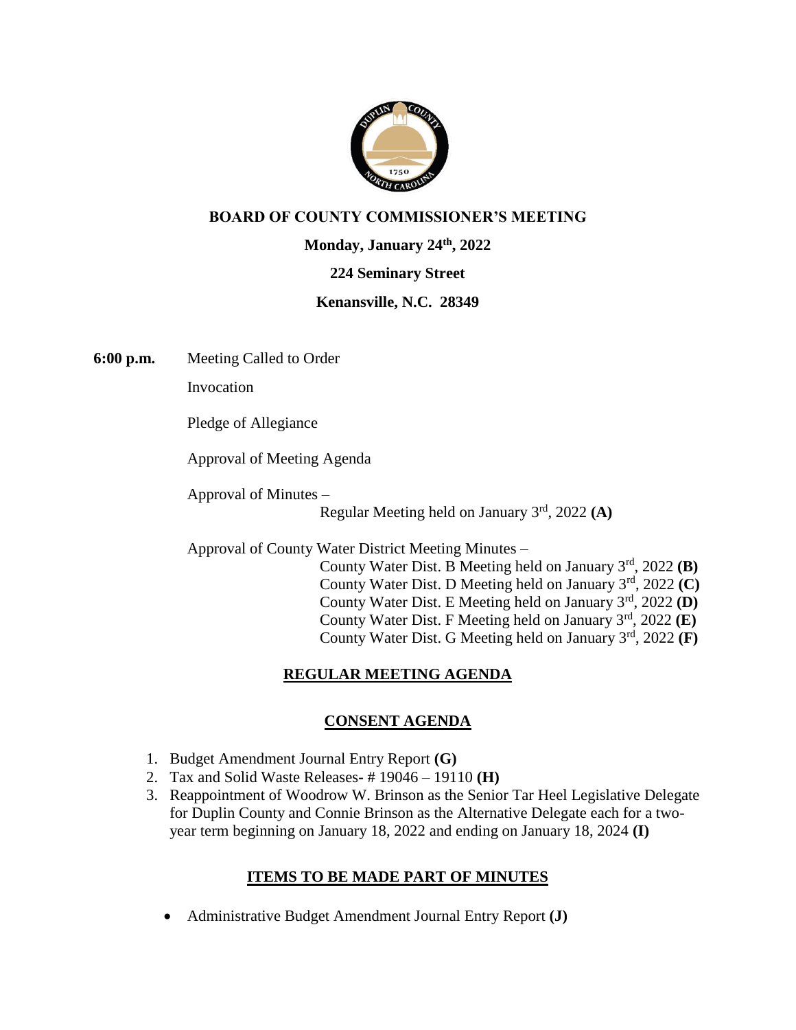## BOARD OF COUNTY COMMISSIONER'S MEETING

**Monday, January 24th, 2022**

**224 Seminary Street**

**Kenansville, N.C. 28349**

**6:00 p.m.** Meeting Called to Order

Invocation

Pledge of Allegiance

Approval of Meeting Agenda

Approval of Minutes –
Regular Meeting held on January 3rd, 2022 **(A)**

Approval of County Water District Meeting Minutes –
County Water Dist. B Meeting held on January 3rd, 2022 **(B)**
County Water Dist. D Meeting held on January 3rd, 2022 **(C)**
County Water Dist. E Meeting held on January 3rd, 2022 **(D)**
County Water Dist. F Meeting held on January 3rd, 2022 **(E)**
County Water Dist. G Meeting held on January 3rd, 2022 **(F)**

### REGULAR MEETING AGENDA

### CONSENT AGENDA

1. Budget Amendment Journal Entry Report **(G)**
2. Tax and Solid Waste Releases- # 19046 – 19110 **(H)**
3. Reappointment of Woodrow W. Brinson as the Senior Tar Heel Legislative Delegate for Duplin County and Connie Brinson as the Alternative Delegate each for a two-year term beginning on January 18, 2022 and ending on January 18, 2024 **(I)**

### ITEMS TO BE MADE PART OF MINUTES

- Administrative Budget Amendment Journal Entry Report **(J)**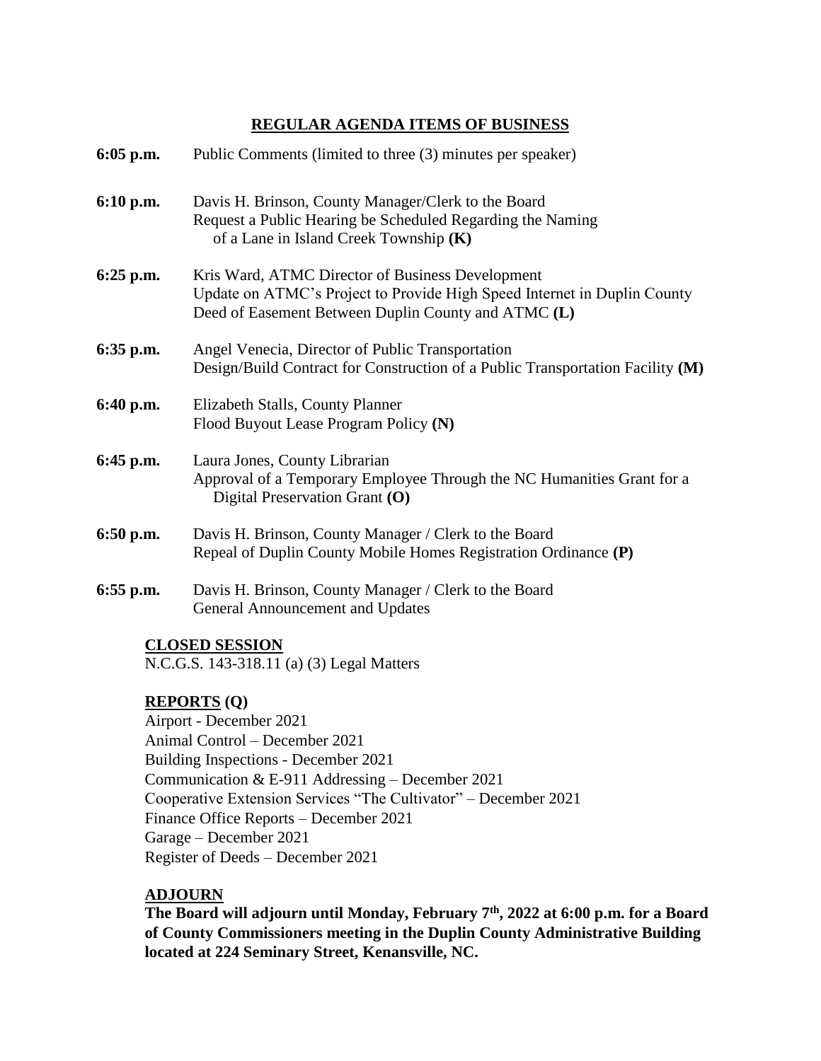## REGULAR AGENDA ITEMS OF BUSINESS

**6:05 p.m.** Public Comments (limited to three (3) minutes per speaker)

**6:10 p.m.** Davis H. Brinson, County Manager/Clerk to the Board
Request a Public Hearing be Scheduled Regarding the Naming of a Lane in Island Creek Township **(K)**

**6:25 p.m.** Kris Ward, ATMC Director of Business Development
Update on ATMC's Project to Provide High Speed Internet in Duplin County
Deed of Easement Between Duplin County and ATMC **(L)**

**6:35 p.m.** Angel Venecia, Director of Public Transportation
Design/Build Contract for Construction of a Public Transportation Facility **(M)**

**6:40 p.m.** Elizabeth Stalls, County Planner
Flood Buyout Lease Program Policy **(N)**

**6:45 p.m.** Laura Jones, County Librarian
Approval of a Temporary Employee Through the NC Humanities Grant for a Digital Preservation Grant **(O)**

**6:50 p.m.** Davis H. Brinson, County Manager / Clerk to the Board
Repeal of Duplin County Mobile Homes Registration Ordinance **(P)**

**6:55 p.m.** Davis H. Brinson, County Manager / Clerk to the Board
General Announcement and Updates

**CLOSED SESSION**

N.C.G.S. 143-318.11 (a) (3) Legal Matters

**REPORTS (Q)**

Airport - December 2021
Animal Control – December 2021
Building Inspections - December 2021
Communication & E-911 Addressing – December 2021
Cooperative Extension Services "The Cultivator" – December 2021
Finance Office Reports – December 2021
Garage – December 2021
Register of Deeds – December 2021

**ADJOURN**

**The Board will adjourn until Monday, February 7th, 2022 at 6:00 p.m. for a Board of County Commissioners meeting in the Duplin County Administrative Building located at 224 Seminary Street, Kenansville, NC.**